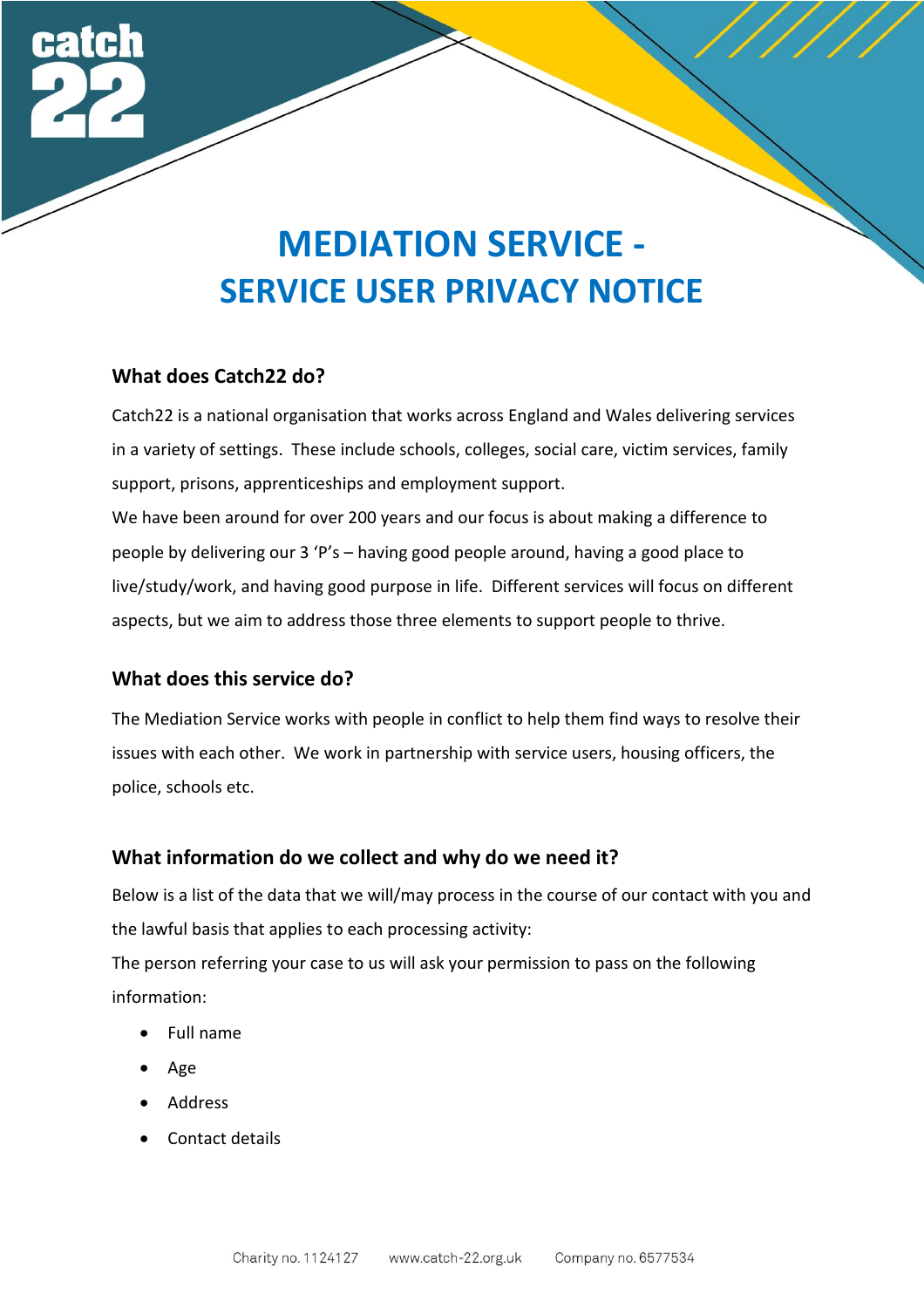# MEDIATION SERVICE - SERVICE USER PRIVACY NOTICE

## What does Catch22 do?

Catch22 is a national organisation that works across England and Wales delivering services in a variety of settings. These include schools, colleges, social care, victim services, family support, prisons, apprenticeships and employment support.

We have been around for over 200 years and our focus is about making a difference to people by delivering our 3 'P's – having good people around, having a good place to live/study/work, and having good purpose in life. Different services will focus on different aspects, but we aim to address those three elements to support people to thrive.

## What does this service do?

The Mediation Service works with people in conflict to help them find ways to resolve their issues with each other. We work in partnership with service users, housing officers, the police, schools etc.

## What information do we collect and why do we need it?

Below is a list of the data that we will/may process in the course of our contact with you and the lawful basis that applies to each processing activity:

The person referring your case to us will ask your permission to pass on the following information:

- Full name
- Age
- Address
- Contact details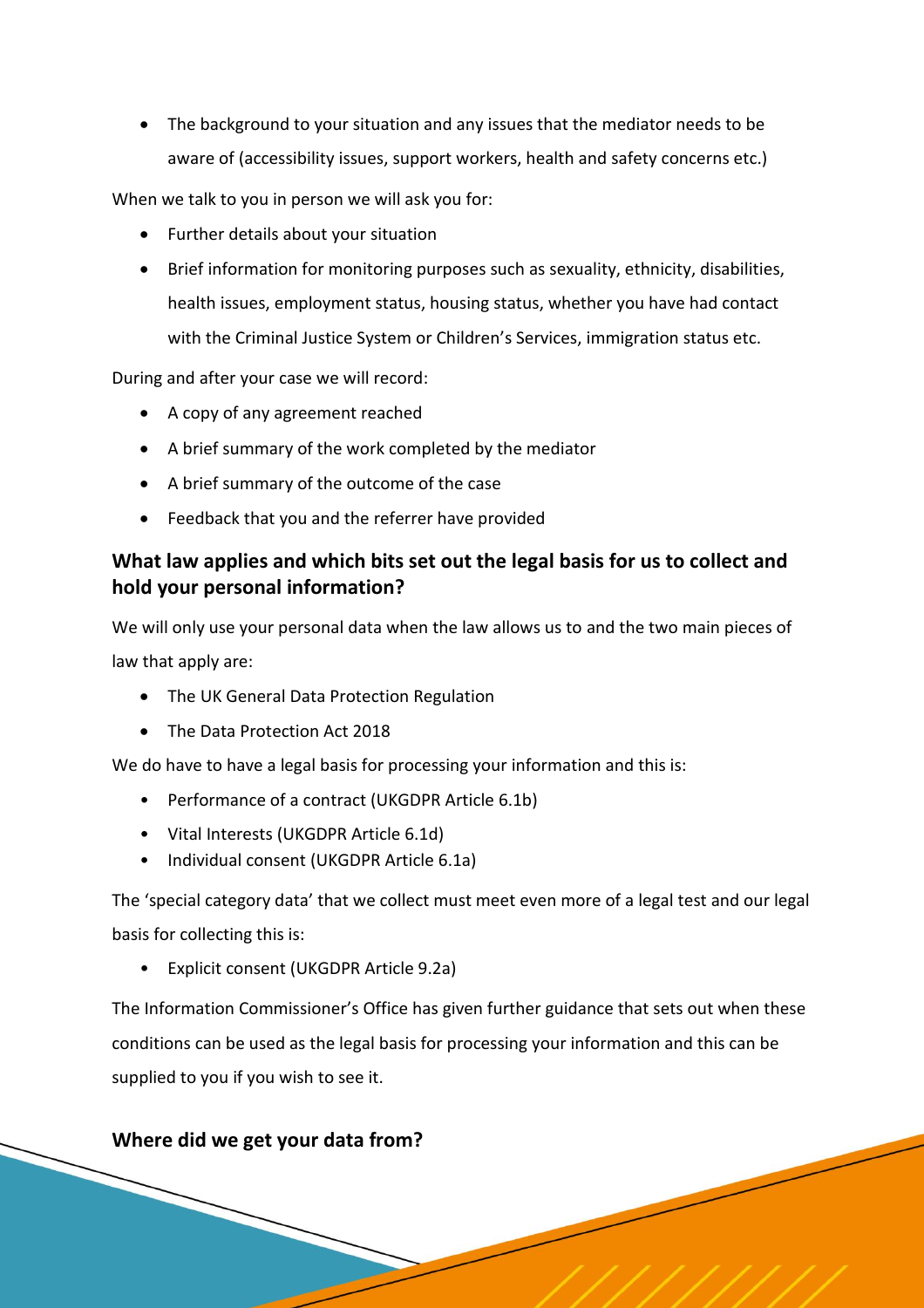- The background to your situation and any issues that the mediator needs to be aware of (accessibility issues, support workers, health and safety concerns etc.)

When we talk to you in person we will ask you for:

- Further details about your situation
- Brief information for monitoring purposes such as sexuality, ethnicity, disabilities, health issues, employment status, housing status, whether you have had contact with the Criminal Justice System or Children's Services, immigration status etc.

During and after your case we will record:

- A copy of any agreement reached
- A brief summary of the work completed by the mediator
- A brief summary of the outcome of the case
- Feedback that you and the referrer have provided

## What law applies and which bits set out the legal basis for us to collect and hold your personal information?

We will only use your personal data when the law allows us to and the two main pieces of law that apply are:

- The UK General Data Protection Regulation
- The Data Protection Act 2018

We do have to have a legal basis for processing your information and this is:

- Performance of a contract (UKGDPR Article 6.1b)
- Vital Interests (UKGDPR Article 6.1d)
- Individual consent (UKGDPR Article 6.1a)

The 'special category data' that we collect must meet even more of a legal test and our legal basis for collecting this is:

- Explicit consent (UKGDPR Article 9.2a)

The Information Commissioner's Office has given further guidance that sets out when these conditions can be used as the legal basis for processing your information and this can be supplied to you if you wish to see it.

## Where did we get your data from?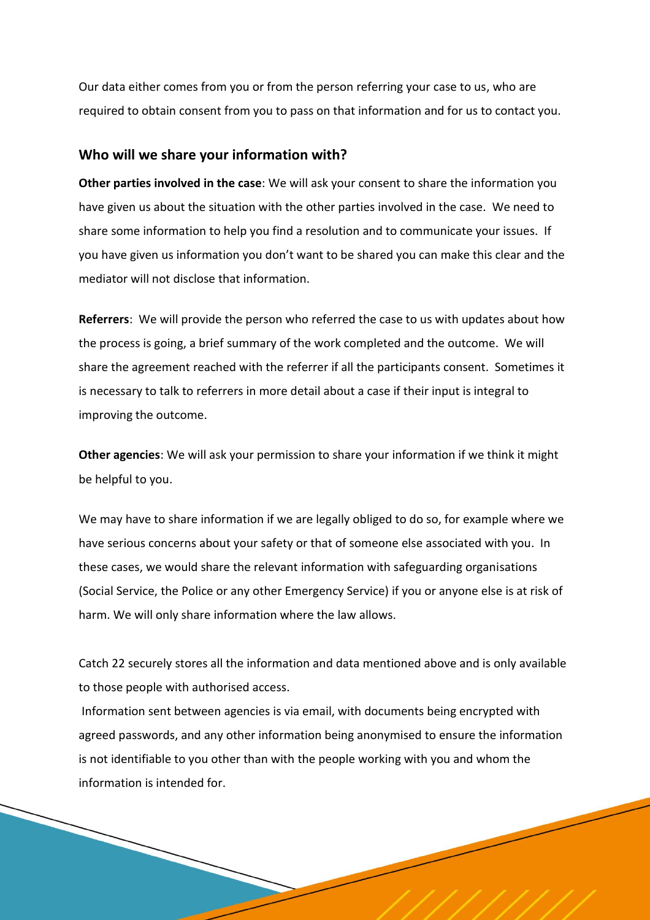Our data either comes from you or from the person referring your case to us, who are required to obtain consent from you to pass on that information and for us to contact you.

## Who will we share your information with?

**Other parties involved in the case**: We will ask your consent to share the information you have given us about the situation with the other parties involved in the case. We need to share some information to help you find a resolution and to communicate your issues. If you have given us information you don't want to be shared you can make this clear and the mediator will not disclose that information.

**Referrers**: We will provide the person who referred the case to us with updates about how the process is going, a brief summary of the work completed and the outcome. We will share the agreement reached with the referrer if all the participants consent. Sometimes it is necessary to talk to referrers in more detail about a case if their input is integral to improving the outcome.

**Other agencies**: We will ask your permission to share your information if we think it might be helpful to you.

We may have to share information if we are legally obliged to do so, for example where we have serious concerns about your safety or that of someone else associated with you. In these cases, we would share the relevant information with safeguarding organisations (Social Service, the Police or any other Emergency Service) if you or anyone else is at risk of harm. We will only share information where the law allows.

Catch 22 securely stores all the information and data mentioned above and is only available to those people with authorised access.

Information sent between agencies is via email, with documents being encrypted with agreed passwords, and any other information being anonymised to ensure the information is not identifiable to you other than with the people working with you and whom the information is intended for.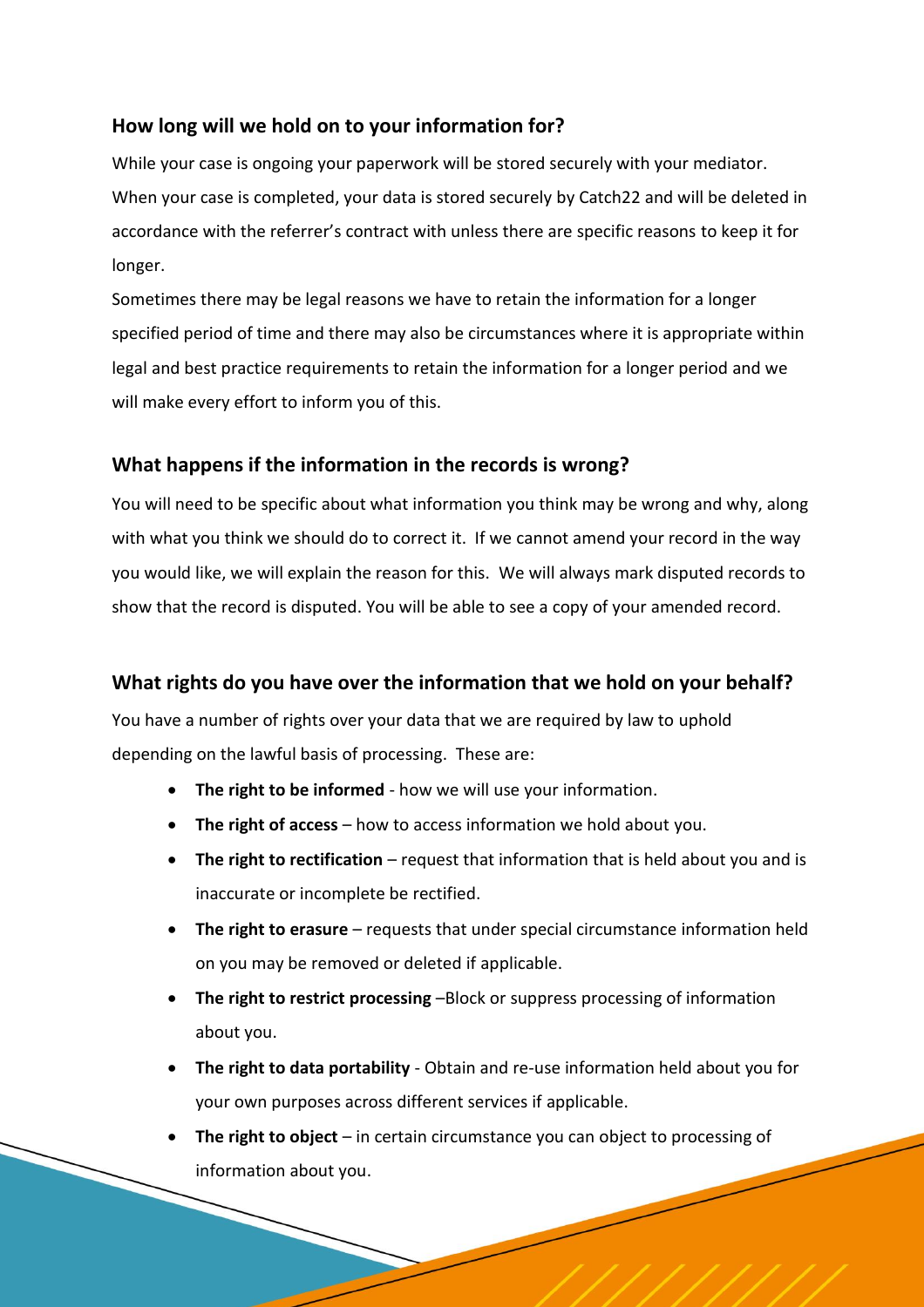## How long will we hold on to your information for?

While your case is ongoing your paperwork will be stored securely with your mediator. When your case is completed, your data is stored securely by Catch22 and will be deleted in accordance with the referrer's contract with unless there are specific reasons to keep it for longer.

Sometimes there may be legal reasons we have to retain the information for a longer specified period of time and there may also be circumstances where it is appropriate within legal and best practice requirements to retain the information for a longer period and we will make every effort to inform you of this.

## What happens if the information in the records is wrong?

You will need to be specific about what information you think may be wrong and why, along with what you think we should do to correct it. If we cannot amend your record in the way you would like, we will explain the reason for this. We will always mark disputed records to show that the record is disputed. You will be able to see a copy of your amended record.

## What rights do you have over the information that we hold on your behalf?

You have a number of rights over your data that we are required by law to uphold depending on the lawful basis of processing. These are:

- **The right to be informed** - how we will use your information.
- **The right of access** – how to access information we hold about you.
- **The right to rectification** – request that information that is held about you and is inaccurate or incomplete be rectified.
- **The right to erasure** – requests that under special circumstance information held on you may be removed or deleted if applicable.
- **The right to restrict processing** –Block or suppress processing of information about you.
- **The right to data portability** - Obtain and re-use information held about you for your own purposes across different services if applicable.
- **The right to object** – in certain circumstance you can object to processing of information about you.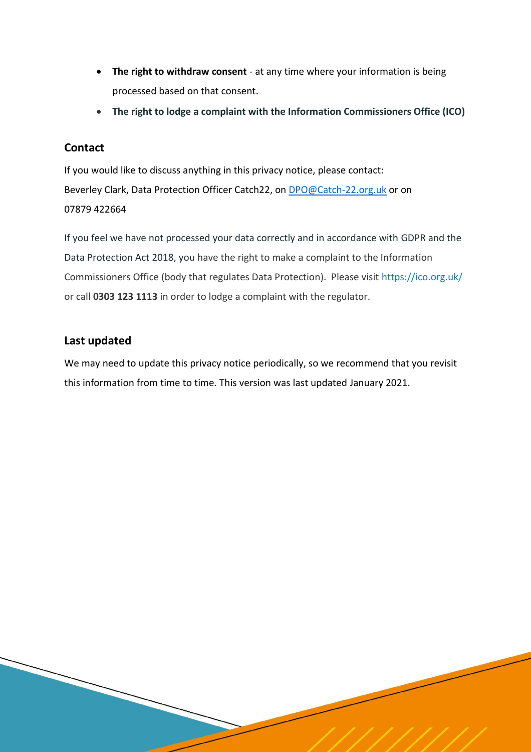- **The right to withdraw consent** - at any time where your information is being processed based on that consent.
- **The right to lodge a complaint with the Information Commissioners Office (ICO)**

## Contact

If you would like to discuss anything in this privacy notice, please contact:
Beverley Clark, Data Protection Officer Catch22, on DPO@Catch-22.org.uk or on 07879 422664

If you feel we have not processed your data correctly and in accordance with GDPR and the Data Protection Act 2018, you have the right to make a complaint to the Information Commissioners Office (body that regulates Data Protection). Please visit https://ico.org.uk/ or call **0303 123 1113** in order to lodge a complaint with the regulator.

## Last updated

We may need to update this privacy notice periodically, so we recommend that you revisit this information from time to time. This version was last updated January 2021.